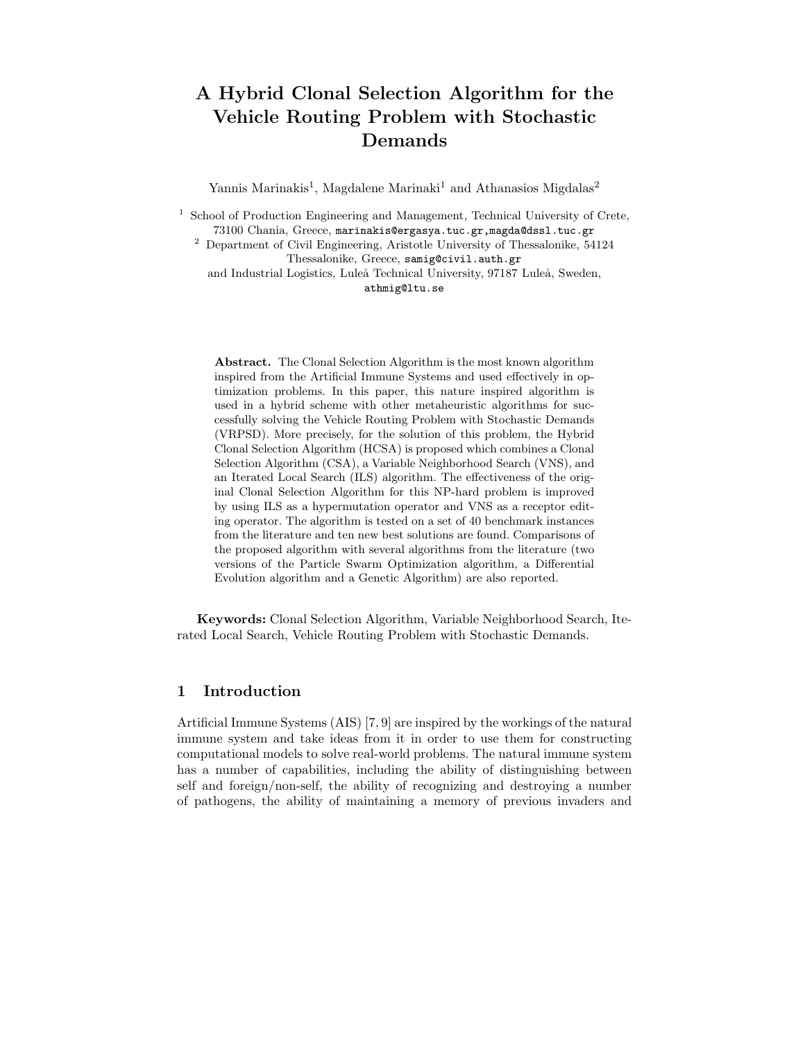# A Hybrid Clonal Selection Algorithm for the Vehicle Routing Problem with Stochastic Demands

Yannis Marinakis[1], Magdalene Marinaki[1] and Athanasios Migdalas[2]

[1] School of Production Engineering and Management, Technical University of Crete, 73100 Chania, Greece, marinakis@ergasya.tuc.gr,magda@dssl.tuc.gr

[2] Department of Civil Engineering, Aristotle University of Thessalonike, 54124 Thessalonike, Greece, samig@civil.auth.gr and Industrial Logistics, Luleå Technical University, 97187 Luleå, Sweden, athmig@ltu.se

**Abstract.** The Clonal Selection Algorithm is the most known algorithm inspired from the Artificial Immune Systems and used effectively in optimization problems. In this paper, this nature inspired algorithm is used in a hybrid scheme with other metaheuristic algorithms for successfully solving the Vehicle Routing Problem with Stochastic Demands (VRPSD). More precisely, for the solution of this problem, the Hybrid Clonal Selection Algorithm (HCSA) is proposed which combines a Clonal Selection Algorithm (CSA), a Variable Neighborhood Search (VNS), and an Iterated Local Search (ILS) algorithm. The effectiveness of the original Clonal Selection Algorithm for this NP-hard problem is improved by using ILS as a hypermutation operator and VNS as a receptor editing operator. The algorithm is tested on a set of 40 benchmark instances from the literature and ten new best solutions are found. Comparisons of the proposed algorithm with several algorithms from the literature (two versions of the Particle Swarm Optimization algorithm, a Differential Evolution algorithm and a Genetic Algorithm) are also reported.

**Keywords:** Clonal Selection Algorithm, Variable Neighborhood Search, Iterated Local Search, Vehicle Routing Problem with Stochastic Demands.

## 1 Introduction

Artificial Immune Systems (AIS) [7, 9] are inspired by the workings of the natural immune system and take ideas from it in order to use them for constructing computational models to solve real-world problems. The natural immune system has a number of capabilities, including the ability of distinguishing between self and foreign/non-self, the ability of recognizing and destroying a number of pathogens, the ability of maintaining a memory of previous invaders and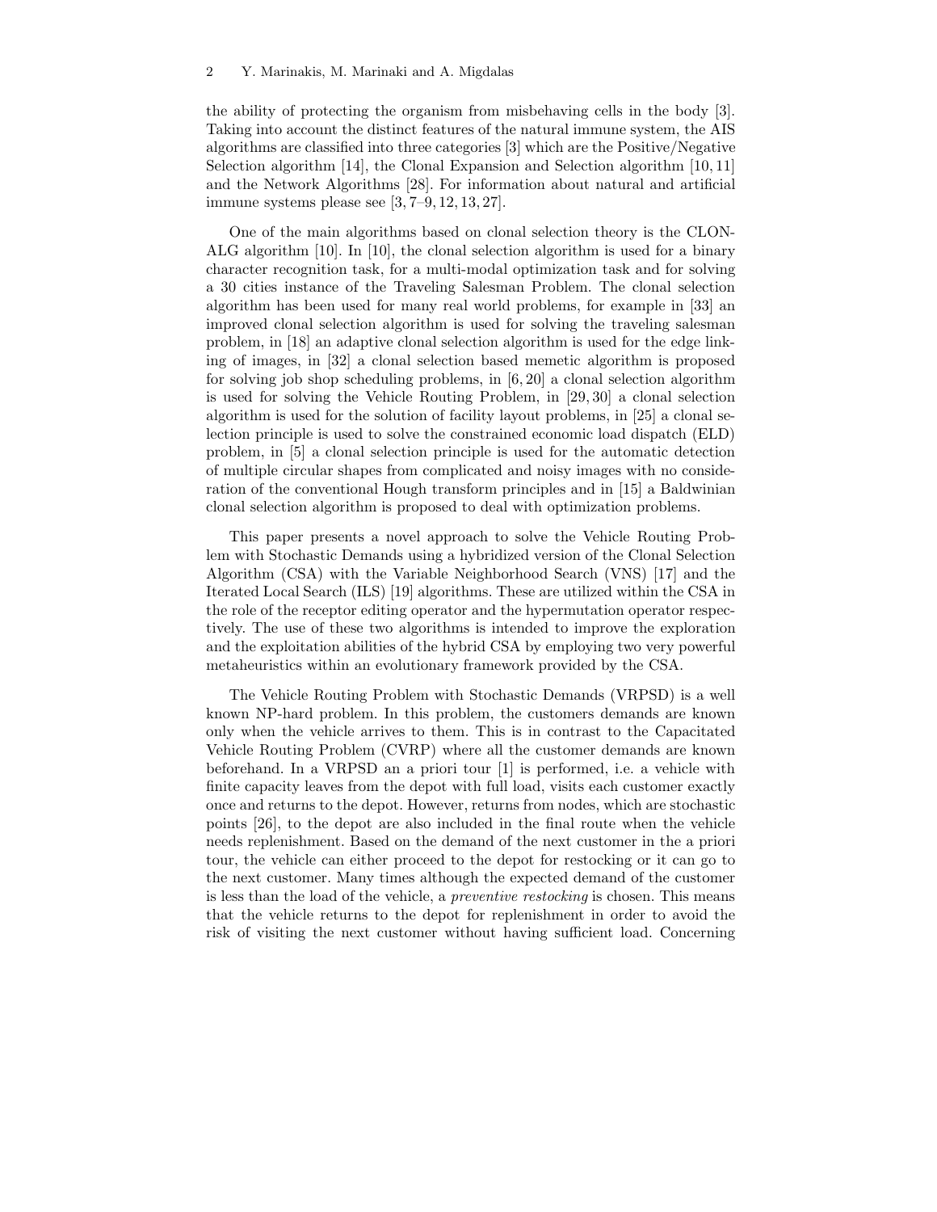the ability of protecting the organism from misbehaving cells in the body [3]. Taking into account the distinct features of the natural immune system, the AIS algorithms are classified into three categories [3] which are the Positive/Negative Selection algorithm [14], the Clonal Expansion and Selection algorithm [10, 11] and the Network Algorithms [28]. For information about natural and artificial immune systems please see [3, 7–9, 12, 13, 27].

One of the main algorithms based on clonal selection theory is the CLONALG algorithm [10]. In [10], the clonal selection algorithm is used for a binary character recognition task, for a multi-modal optimization task and for solving a 30 cities instance of the Traveling Salesman Problem. The clonal selection algorithm has been used for many real world problems, for example in [33] an improved clonal selection algorithm is used for solving the traveling salesman problem, in [18] an adaptive clonal selection algorithm is used for the edge linking of images, in [32] a clonal selection based memetic algorithm is proposed for solving job shop scheduling problems, in [6, 20] a clonal selection algorithm is used for solving the Vehicle Routing Problem, in [29, 30] a clonal selection algorithm is used for the solution of facility layout problems, in [25] a clonal selection principle is used to solve the constrained economic load dispatch (ELD) problem, in [5] a clonal selection principle is used for the automatic detection of multiple circular shapes from complicated and noisy images with no consideration of the conventional Hough transform principles and in [15] a Baldwinian clonal selection algorithm is proposed to deal with optimization problems.

This paper presents a novel approach to solve the Vehicle Routing Problem with Stochastic Demands using a hybridized version of the Clonal Selection Algorithm (CSA) with the Variable Neighborhood Search (VNS) [17] and the Iterated Local Search (ILS) [19] algorithms. These are utilized within the CSA in the role of the receptor editing operator and the hypermutation operator respectively. The use of these two algorithms is intended to improve the exploration and the exploitation abilities of the hybrid CSA by employing two very powerful metaheuristics within an evolutionary framework provided by the CSA.

The Vehicle Routing Problem with Stochastic Demands (VRPSD) is a well known NP-hard problem. In this problem, the customers demands are known only when the vehicle arrives to them. This is in contrast to the Capacitated Vehicle Routing Problem (CVRP) where all the customer demands are known beforehand. In a VRPSD an a priori tour [1] is performed, i.e. a vehicle with finite capacity leaves from the depot with full load, visits each customer exactly once and returns to the depot. However, returns from nodes, which are stochastic points [26], to the depot are also included in the final route when the vehicle needs replenishment. Based on the demand of the next customer in the a priori tour, the vehicle can either proceed to the depot for restocking or it can go to the next customer. Many times although the expected demand of the customer is less than the load of the vehicle, a *preventive restocking* is chosen. This means that the vehicle returns to the depot for replenishment in order to avoid the risk of visiting the next customer without having sufficient load. Concerning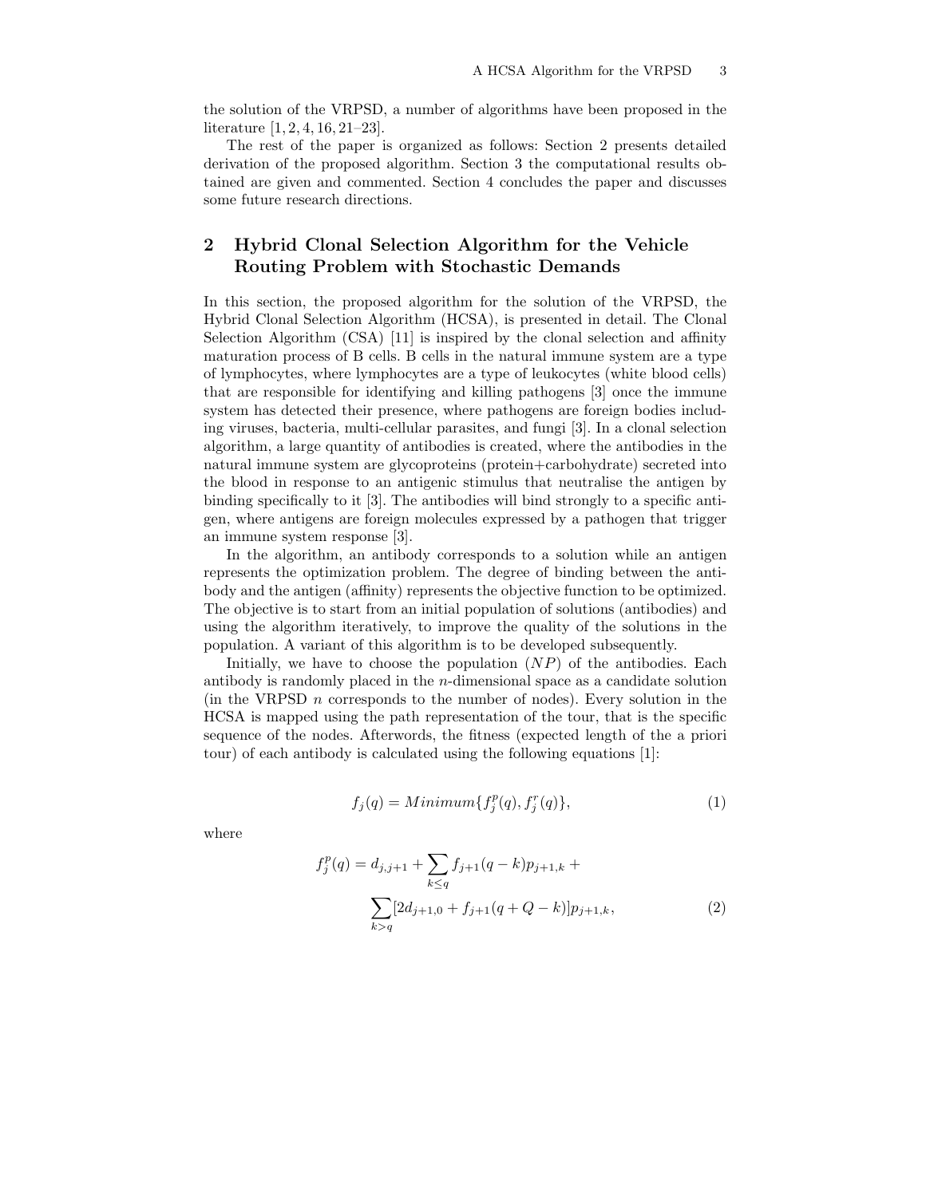the solution of the VRPSD, a number of algorithms have been proposed in the literature [1, 2, 4, 16, 21–23].

The rest of the paper is organized as follows: Section 2 presents detailed derivation of the proposed algorithm. Section 3 the computational results obtained are given and commented. Section 4 concludes the paper and discusses some future research directions.

## 2 Hybrid Clonal Selection Algorithm for the Vehicle Routing Problem with Stochastic Demands

In this section, the proposed algorithm for the solution of the VRPSD, the Hybrid Clonal Selection Algorithm (HCSA), is presented in detail. The Clonal Selection Algorithm (CSA) [11] is inspired by the clonal selection and affinity maturation process of B cells. B cells in the natural immune system are a type of lymphocytes, where lymphocytes are a type of leukocytes (white blood cells) that are responsible for identifying and killing pathogens [3] once the immune system has detected their presence, where pathogens are foreign bodies including viruses, bacteria, multi-cellular parasites, and fungi [3]. In a clonal selection algorithm, a large quantity of antibodies is created, where the antibodies in the natural immune system are glycoproteins (protein+carbohydrate) secreted into the blood in response to an antigenic stimulus that neutralise the antigen by binding specifically to it [3]. The antibodies will bind strongly to a specific antigen, where antigens are foreign molecules expressed by a pathogen that trigger an immune system response [3].

In the algorithm, an antibody corresponds to a solution while an antigen represents the optimization problem. The degree of binding between the antibody and the antigen (affinity) represents the objective function to be optimized. The objective is to start from an initial population of solutions (antibodies) and using the algorithm iteratively, to improve the quality of the solutions in the population. A variant of this algorithm is to be developed subsequently.

Initially, we have to choose the population ($NP$) of the antibodies. Each antibody is randomly placed in the $n$-dimensional space as a candidate solution (in the VRPSD $n$ corresponds to the number of nodes). Every solution in the HCSA is mapped using the path representation of the tour, that is the specific sequence of the nodes. Afterwords, the fitness (expected length of the a priori tour) of each antibody is calculated using the following equations [1]:

$$f_j(q) = Minimum\{f_j^p(q), f_j^r(q)\}, \tag{1}$$

where

$$f_j^p(q) = d_{j,j+1} + \sum_{k \leq q} f_{j+1}(q-k)p_{j+1,k} + \sum_{k > q}[2d_{j+1,0} + f_{j+1}(q+Q-k)]p_{j+1,k}, \tag{2}$$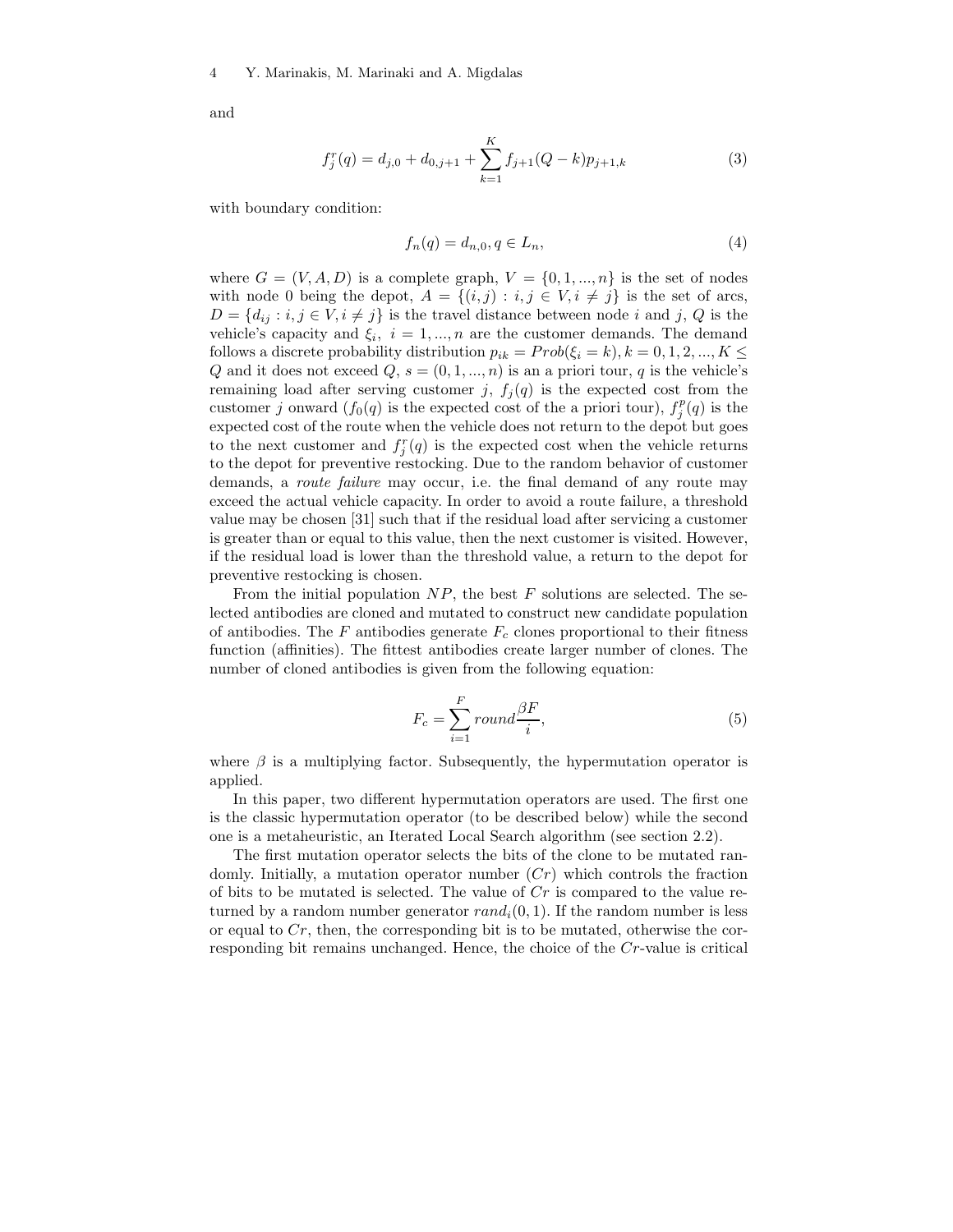and

$$f_j^r(q) = d_{j,0} + d_{0,j+1} + \sum_{k=1}^{K} f_{j+1}(Q-k)p_{j+1,k} \tag{3}$$

with boundary condition:

$$f_n(q) = d_{n,0}, q \in L_n, \tag{4}$$

where $G = (V, A, D)$ is a complete graph, $V = \{0, 1, ..., n\}$ is the set of nodes with node 0 being the depot, $A = \{(i, j) : i, j \in V, i \neq j\}$ is the set of arcs, $D = \{d_{ij} : i, j \in V, i \neq j\}$ is the travel distance between node $i$ and $j$, $Q$ is the vehicle's capacity and $\xi_i,\ i = 1, ..., n$ are the customer demands. The demand follows a discrete probability distribution $p_{ik} = Prob(\xi_i = k), k = 0, 1, 2, ..., K \leq Q$ and it does not exceed $Q$, $s = (0, 1, ..., n)$ is an a priori tour, $q$ is the vehicle's remaining load after serving customer $j$, $f_j(q)$ is the expected cost from the customer $j$ onward ($f_0(q)$ is the expected cost of the a priori tour), $f_j^p(q)$ is the expected cost of the route when the vehicle does not return to the depot but goes to the next customer and $f_j^r(q)$ is the expected cost when the vehicle returns to the depot for preventive restocking. Due to the random behavior of customer demands, a *route failure* may occur, i.e. the final demand of any route may exceed the actual vehicle capacity. In order to avoid a route failure, a threshold value may be chosen [31] such that if the residual load after servicing a customer is greater than or equal to this value, then the next customer is visited. However, if the residual load is lower than the threshold value, a return to the depot for preventive restocking is chosen.

From the initial population $NP$, the best $F$ solutions are selected. The selected antibodies are cloned and mutated to construct new candidate population of antibodies. The $F$ antibodies generate $F_c$ clones proportional to their fitness function (affinities). The fittest antibodies create larger number of clones. The number of cloned antibodies is given from the following equation:

$$F_c = \sum_{i=1}^{F} round\frac{\beta F}{i}, \tag{5}$$

where $\beta$ is a multiplying factor. Subsequently, the hypermutation operator is applied.

In this paper, two different hypermutation operators are used. The first one is the classic hypermutation operator (to be described below) while the second one is a metaheuristic, an Iterated Local Search algorithm (see section 2.2).

The first mutation operator selects the bits of the clone to be mutated randomly. Initially, a mutation operator number ($Cr$) which controls the fraction of bits to be mutated is selected. The value of $Cr$ is compared to the value returned by a random number generator $rand_i(0, 1)$. If the random number is less or equal to $Cr$, then, the corresponding bit is to be mutated, otherwise the corresponding bit remains unchanged. Hence, the choice of the $Cr$-value is critical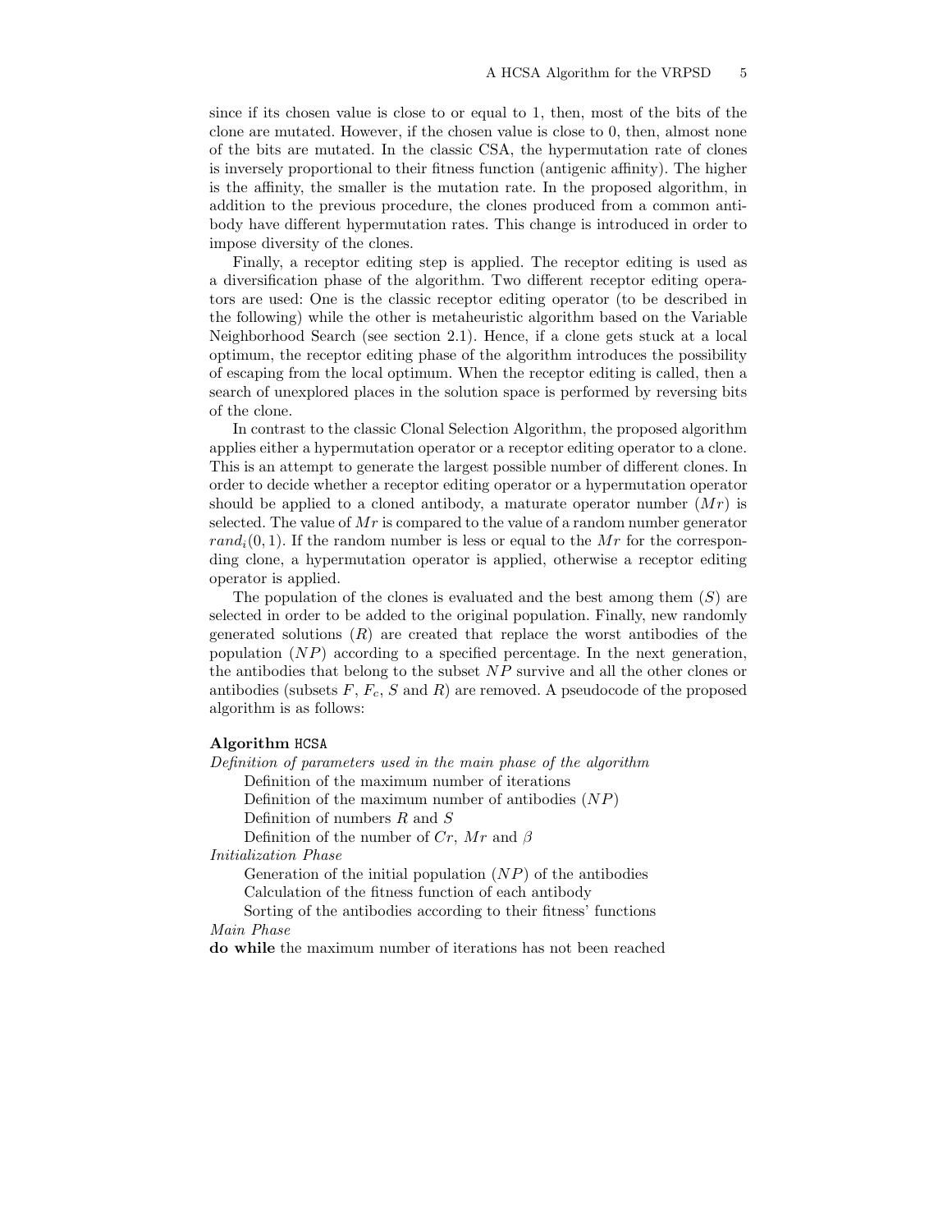since if its chosen value is close to or equal to 1, then, most of the bits of the clone are mutated. However, if the chosen value is close to 0, then, almost none of the bits are mutated. In the classic CSA, the hypermutation rate of clones is inversely proportional to their fitness function (antigenic affinity). The higher is the affinity, the smaller is the mutation rate. In the proposed algorithm, in addition to the previous procedure, the clones produced from a common antibody have different hypermutation rates. This change is introduced in order to impose diversity of the clones.

Finally, a receptor editing step is applied. The receptor editing is used as a diversification phase of the algorithm. Two different receptor editing operators are used: One is the classic receptor editing operator (to be described in the following) while the other is metaheuristic algorithm based on the Variable Neighborhood Search (see section 2.1). Hence, if a clone gets stuck at a local optimum, the receptor editing phase of the algorithm introduces the possibility of escaping from the local optimum. When the receptor editing is called, then a search of unexplored places in the solution space is performed by reversing bits of the clone.

In contrast to the classic Clonal Selection Algorithm, the proposed algorithm applies either a hypermutation operator or a receptor editing operator to a clone. This is an attempt to generate the largest possible number of different clones. In order to decide whether a receptor editing operator or a hypermutation operator should be applied to a cloned antibody, a maturate operator number ($Mr$) is selected. The value of $Mr$ is compared to the value of a random number generator $rand_i(0, 1)$. If the random number is less or equal to the $Mr$ for the corresponding clone, a hypermutation operator is applied, otherwise a receptor editing operator is applied.

The population of the clones is evaluated and the best among them ($S$) are selected in order to be added to the original population. Finally, new randomly generated solutions ($R$) are created that replace the worst antibodies of the population ($NP$) according to a specified percentage. In the next generation, the antibodies that belong to the subset $NP$ survive and all the other clones or antibodies (subsets $F$, $F_c$, $S$ and $R$) are removed. A pseudocode of the proposed algorithm is as follows:

**Algorithm** HCSA

*Definition of parameters used in the main phase of the algorithm*

- Definition of the maximum number of iterations
- Definition of the maximum number of antibodies ($NP$)
- Definition of numbers $R$ and $S$
- Definition of the number of $Cr$, $Mr$ and $\beta$

*Initialization Phase*

- Generation of the initial population ($NP$) of the antibodies
- Calculation of the fitness function of each antibody
- Sorting of the antibodies according to their fitness' functions

*Main Phase*

**do while** the maximum number of iterations has not been reached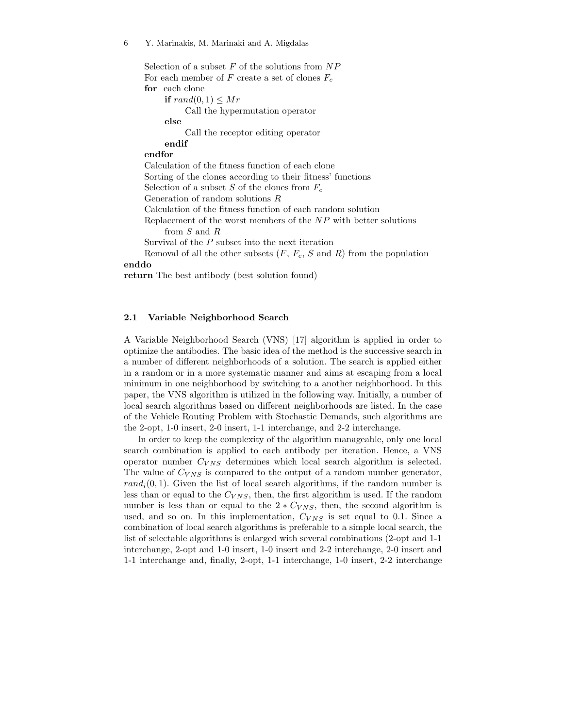```
    Selection of a subset F of the solutions from NP
    For each member of F create a set of clones F_c
    for  each clone
        if rand(0,1) ≤ Mr
            Call the hypermutation operator
        else
            Call the receptor editing operator
        endif
    endfor
    Calculation of the fitness function of each clone
    Sorting of the clones according to their fitness' functions
    Selection of a subset S of the clones from F_c
    Generation of random solutions R
    Calculation of the fitness function of each random solution
    Replacement of the worst members of the NP with better solutions
        from S and R
    Survival of the P subset into the next iteration
    Removal of all the other subsets (F, F_c, S and R) from the population
enddo
return The best antibody (best solution found)
```

### 2.1 Variable Neighborhood Search

A Variable Neighborhood Search (VNS) [17] algorithm is applied in order to optimize the antibodies. The basic idea of the method is the successive search in a number of different neighborhoods of a solution. The search is applied either in a random or in a more systematic manner and aims at escaping from a local minimum in one neighborhood by switching to a another neighborhood. In this paper, the VNS algorithm is utilized in the following way. Initially, a number of local search algorithms based on different neighborhoods are listed. In the case of the Vehicle Routing Problem with Stochastic Demands, such algorithms are the 2-opt, 1-0 insert, 2-0 insert, 1-1 interchange, and 2-2 interchange.

In order to keep the complexity of the algorithm manageable, only one local search combination is applied to each antibody per iteration. Hence, a VNS operator number $C_{VNS}$ determines which local search algorithm is selected. The value of $C_{VNS}$ is compared to the output of a random number generator, $rand_i(0,1)$. Given the list of local search algorithms, if the random number is less than or equal to the $C_{VNS}$, then, the first algorithm is used. If the random number is less than or equal to the $2 * C_{VNS}$, then, the second algorithm is used, and so on. In this implementation, $C_{VNS}$ is set equal to 0.1. Since a combination of local search algorithms is preferable to a simple local search, the list of selectable algorithms is enlarged with several combinations (2-opt and 1-1 interchange, 2-opt and 1-0 insert, 1-0 insert and 2-2 interchange, 2-0 insert and 1-1 interchange and, finally, 2-opt, 1-1 interchange, 1-0 insert, 2-2 interchange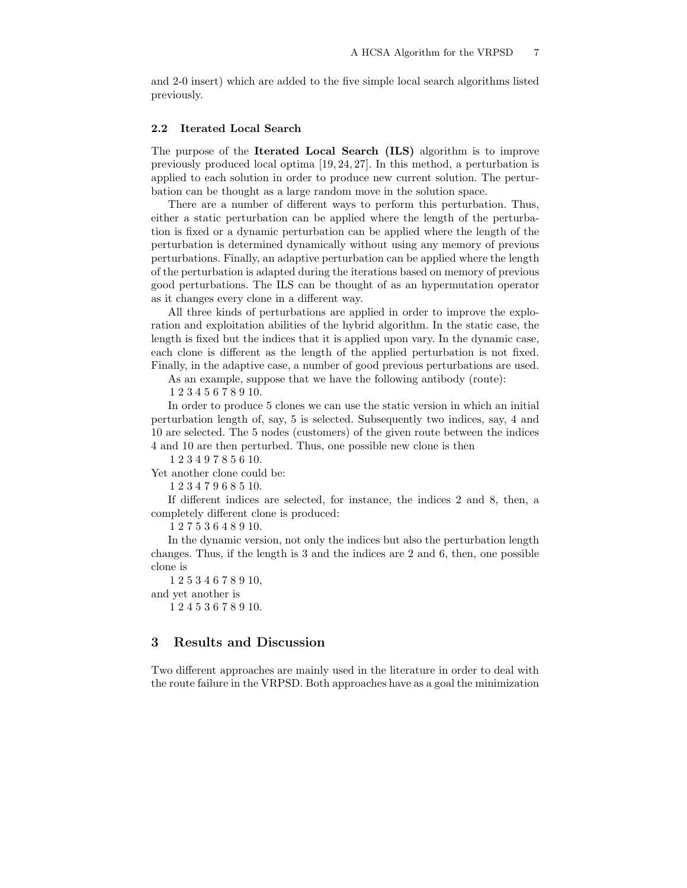and 2-0 insert) which are added to the five simple local search algorithms listed previously.

### 2.2 Iterated Local Search

The purpose of the **Iterated Local Search (ILS)** algorithm is to improve previously produced local optima [19, 24, 27]. In this method, a perturbation is applied to each solution in order to produce new current solution. The perturbation can be thought as a large random move in the solution space.

There are a number of different ways to perform this perturbation. Thus, either a static perturbation can be applied where the length of the perturbation is fixed or a dynamic perturbation can be applied where the length of the perturbation is determined dynamically without using any memory of previous perturbations. Finally, an adaptive perturbation can be applied where the length of the perturbation is adapted during the iterations based on memory of previous good perturbations. The ILS can be thought of as an hypermutation operator as it changes every clone in a different way.

All three kinds of perturbations are applied in order to improve the exploration and exploitation abilities of the hybrid algorithm. In the static case, the length is fixed but the indices that it is applied upon vary. In the dynamic case, each clone is different as the length of the applied perturbation is not fixed. Finally, in the adaptive case, a number of good previous perturbations are used.

As an example, suppose that we have the following antibody (route):

1 2 3 4 5 6 7 8 9 10.

In order to produce 5 clones we can use the static version in which an initial perturbation length of, say, 5 is selected. Subsequently two indices, say, 4 and 10 are selected. The 5 nodes (customers) of the given route between the indices 4 and 10 are then perturbed. Thus, one possible new clone is then

1 2 3 4 9 7 8 5 6 10.

Yet another clone could be:

1 2 3 4 7 9 6 8 5 10.

If different indices are selected, for instance, the indices 2 and 8, then, a completely different clone is produced:

1 2 7 5 3 6 4 8 9 10.

In the dynamic version, not only the indices but also the perturbation length changes. Thus, if the length is 3 and the indices are 2 and 6, then, one possible clone is

1 2 5 3 4 6 7 8 9 10,

and yet another is

1 2 4 5 3 6 7 8 9 10.

## 3 Results and Discussion

Two different approaches are mainly used in the literature in order to deal with the route failure in the VRPSD. Both approaches have as a goal the minimization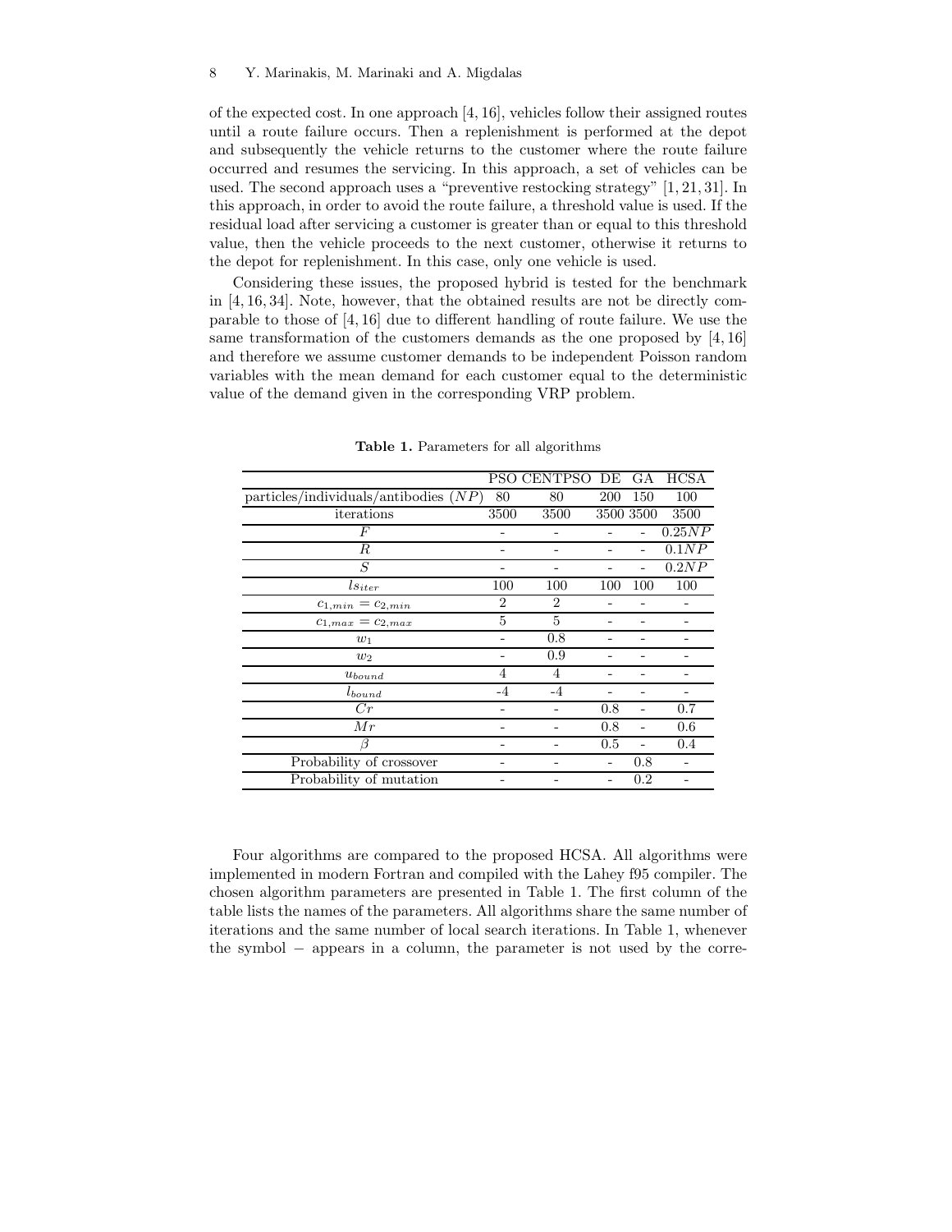of the expected cost. In one approach [4, 16], vehicles follow their assigned routes until a route failure occurs. Then a replenishment is performed at the depot and subsequently the vehicle returns to the customer where the route failure occurred and resumes the servicing. In this approach, a set of vehicles can be used. The second approach uses a "preventive restocking strategy" [1, 21, 31]. In this approach, in order to avoid the route failure, a threshold value is used. If the residual load after servicing a customer is greater than or equal to this threshold value, then the vehicle proceeds to the next customer, otherwise it returns to the depot for replenishment. In this case, only one vehicle is used.

Considering these issues, the proposed hybrid is tested for the benchmark in [4, 16, 34]. Note, however, that the obtained results are not be directly comparable to those of [4, 16] due to different handling of route failure. We use the same transformation of the customers demands as the one proposed by [4, 16] and therefore we assume customer demands to be independent Poisson random variables with the mean demand for each customer equal to the deterministic value of the demand given in the corresponding VRP problem.

**Table 1.** Parameters for all algorithms

| | PSO | CENTPSO | DE | GA | HCSA |
|---|---|---|---|---|---|
| particles/individuals/antibodies ($NP$) | 80 | 80 | 200 | 150 | 100 |
| iterations | 3500 | 3500 | 3500 | 3500 | 3500 |
| $F$ | - | - | - | - | $0.25NP$ |
| $R$ | - | - | - | - | $0.1NP$ |
| $S$ | - | - | - | - | $0.2NP$ |
| $ls_{iter}$ | 100 | 100 | 100 | 100 | 100 |
| $c_{1,min} = c_{2,min}$ | 2 | 2 | - | - | - |
| $c_{1,max} = c_{2,max}$ | 5 | 5 | - | - | - |
| $w_1$ | - | 0.8 | - | - | - |
| $w_2$ | - | 0.9 | - | - | - |
| $u_{bound}$ | 4 | 4 | - | - | - |
| $l_{bound}$ | -4 | -4 | - | - | - |
| $Cr$ | - | - | 0.8 | - | 0.7 |
| $Mr$ | - | - | 0.8 | - | 0.6 |
| $\beta$ | - | - | 0.5 | - | 0.4 |
| Probability of crossover | - | - | - | 0.8 | - |
| Probability of mutation | - | - | - | 0.2 | - |

Four algorithms are compared to the proposed HCSA. All algorithms were implemented in modern Fortran and compiled with the Lahey f95 compiler. The chosen algorithm parameters are presented in Table 1. The first column of the table lists the names of the parameters. All algorithms share the same number of iterations and the same number of local search iterations. In Table 1, whenever the symbol $-$ appears in a column, the parameter is not used by the corre-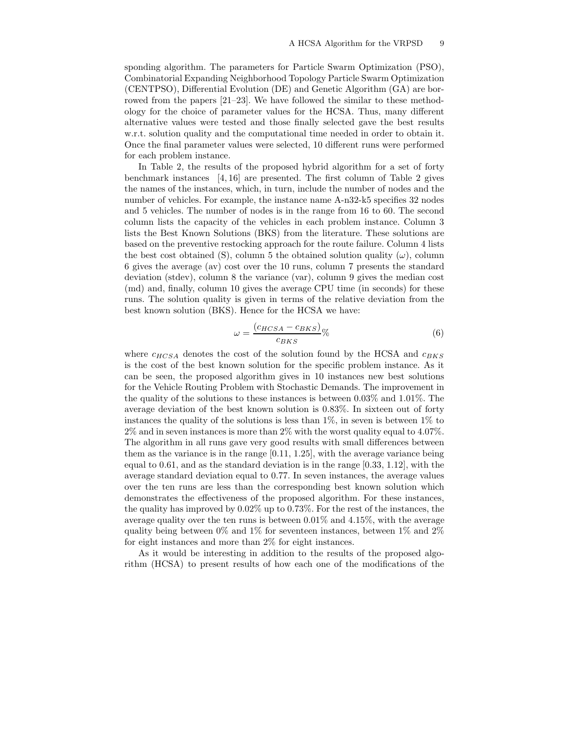sponding algorithm. The parameters for Particle Swarm Optimization (PSO), Combinatorial Expanding Neighborhood Topology Particle Swarm Optimization (CENTPSO), Differential Evolution (DE) and Genetic Algorithm (GA) are borrowed from the papers [21–23]. We have followed the similar to these methodology for the choice of parameter values for the HCSA. Thus, many different alternative values were tested and those finally selected gave the best results w.r.t. solution quality and the computational time needed in order to obtain it. Once the final parameter values were selected, 10 different runs were performed for each problem instance.

In Table 2, the results of the proposed hybrid algorithm for a set of forty benchmark instances [4, 16] are presented. The first column of Table 2 gives the names of the instances, which, in turn, include the number of nodes and the number of vehicles. For example, the instance name A-n32-k5 specifies 32 nodes and 5 vehicles. The number of nodes is in the range from 16 to 60. The second column lists the capacity of the vehicles in each problem instance. Column 3 lists the Best Known Solutions (BKS) from the literature. These solutions are based on the preventive restocking approach for the route failure. Column 4 lists the best cost obtained (S), column 5 the obtained solution quality ($\omega$), column 6 gives the average (av) cost over the 10 runs, column 7 presents the standard deviation (stdev), column 8 the variance (var), column 9 gives the median cost (md) and, finally, column 10 gives the average CPU time (in seconds) for these runs. The solution quality is given in terms of the relative deviation from the best known solution (BKS). Hence for the HCSA we have:

$$\omega = \frac{(c_{HCSA} - c_{BKS})}{c_{BKS}}\% \tag{6}$$

where $c_{HCSA}$ denotes the cost of the solution found by the HCSA and $c_{BKS}$ is the cost of the best known solution for the specific problem instance. As it can be seen, the proposed algorithm gives in 10 instances new best solutions for the Vehicle Routing Problem with Stochastic Demands. The improvement in the quality of the solutions to these instances is between 0.03% and 1.01%. The average deviation of the best known solution is 0.83%. In sixteen out of forty instances the quality of the solutions is less than 1%, in seven is between 1% to 2% and in seven instances is more than 2% with the worst quality equal to 4.07%. The algorithm in all runs gave very good results with small differences between them as the variance is in the range [0.11, 1.25], with the average variance being equal to 0.61, and as the standard deviation is in the range [0.33, 1.12], with the average standard deviation equal to 0.77. In seven instances, the average values over the ten runs are less than the corresponding best known solution which demonstrates the effectiveness of the proposed algorithm. For these instances, the quality has improved by 0.02% up to 0.73%. For the rest of the instances, the average quality over the ten runs is between 0.01% and 4.15%, with the average quality being between 0% and 1% for seventeen instances, between 1% and 2% for eight instances and more than 2% for eight instances.

As it would be interesting in addition to the results of the proposed algorithm (HCSA) to present results of how each one of the modifications of the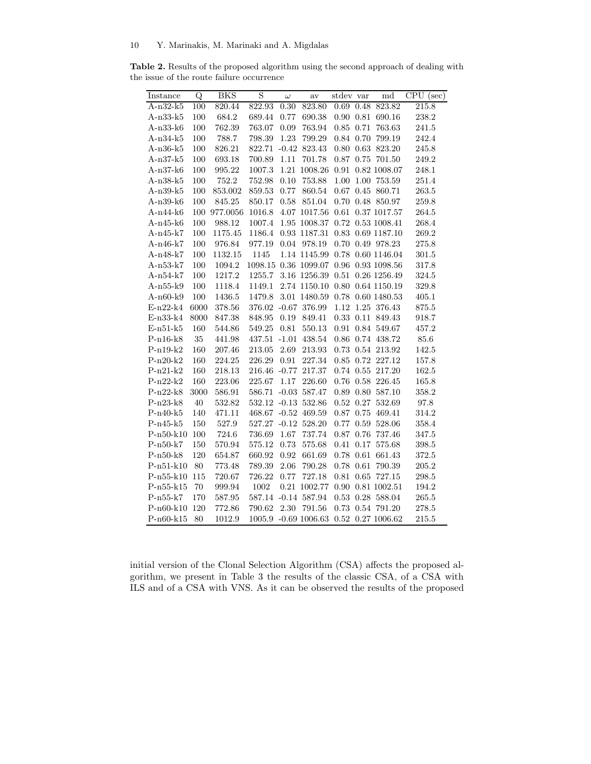**Table 2.** Results of the proposed algorithm using the second approach of dealing with the issue of the route failure occurrence

| Instance | Q | BKS | S | $\omega$ | av | stdev | var | md | CPU (sec) |
|---|---|---|---|---|---|---|---|---|---|
| A-n32-k5 | 100 | 820.44 | 822.93 | 0.30 | 823.80 | 0.69 | 0.48 | 823.82 | 215.8 |
| A-n33-k5 | 100 | 684.2 | 689.44 | 0.77 | 690.38 | 0.90 | 0.81 | 690.16 | 238.2 |
| A-n33-k6 | 100 | 762.39 | 763.07 | 0.09 | 763.94 | 0.85 | 0.71 | 763.63 | 241.5 |
| A-n34-k5 | 100 | 788.7 | 798.39 | 1.23 | 799.29 | 0.84 | 0.70 | 799.19 | 242.4 |
| A-n36-k5 | 100 | 826.21 | 822.71 | -0.42 | 823.43 | 0.80 | 0.63 | 823.20 | 245.8 |
| A-n37-k5 | 100 | 693.18 | 700.89 | 1.11 | 701.78 | 0.87 | 0.75 | 701.50 | 249.2 |
| A-n37-k6 | 100 | 995.22 | 1007.3 | 1.21 | 1008.26 | 0.91 | 0.82 | 1008.07 | 248.1 |
| A-n38-k5 | 100 | 752.2 | 752.98 | 0.10 | 753.88 | 1.00 | 1.00 | 753.59 | 251.4 |
| A-n39-k5 | 100 | 853.002 | 859.53 | 0.77 | 860.54 | 0.67 | 0.45 | 860.71 | 263.5 |
| A-n39-k6 | 100 | 845.25 | 850.17 | 0.58 | 851.04 | 0.70 | 0.48 | 850.97 | 259.8 |
| A-n44-k6 | 100 | 977.0056 | 1016.8 | 4.07 | 1017.56 | 0.61 | 0.37 | 1017.57 | 264.5 |
| A-n45-k6 | 100 | 988.12 | 1007.4 | 1.95 | 1008.37 | 0.72 | 0.53 | 1008.41 | 268.4 |
| A-n45-k7 | 100 | 1175.45 | 1186.4 | 0.93 | 1187.31 | 0.83 | 0.69 | 1187.10 | 269.2 |
| A-n46-k7 | 100 | 976.84 | 977.19 | 0.04 | 978.19 | 0.70 | 0.49 | 978.23 | 275.8 |
| A-n48-k7 | 100 | 1132.15 | 1145 | 1.14 | 1145.99 | 0.78 | 0.60 | 1146.04 | 301.5 |
| A-n53-k7 | 100 | 1094.2 | 1098.15 | 0.36 | 1099.07 | 0.96 | 0.93 | 1098.56 | 317.8 |
| A-n54-k7 | 100 | 1217.2 | 1255.7 | 3.16 | 1256.39 | 0.51 | 0.26 | 1256.49 | 324.5 |
| A-n55-k9 | 100 | 1118.4 | 1149.1 | 2.74 | 1150.10 | 0.80 | 0.64 | 1150.19 | 329.8 |
| A-n60-k9 | 100 | 1436.5 | 1479.8 | 3.01 | 1480.59 | 0.78 | 0.60 | 1480.53 | 405.1 |
| E-n22-k4 | 6000 | 378.56 | 376.02 | -0.67 | 376.99 | 1.12 | 1.25 | 376.43 | 875.5 |
| E-n33-k4 | 8000 | 847.38 | 848.95 | 0.19 | 849.41 | 0.33 | 0.11 | 849.43 | 918.7 |
| E-n51-k5 | 160 | 544.86 | 549.25 | 0.81 | 550.13 | 0.91 | 0.84 | 549.67 | 457.2 |
| P-n16-k8 | 35 | 441.98 | 437.51 | -1.01 | 438.54 | 0.86 | 0.74 | 438.72 | 85.6 |
| P-n19-k2 | 160 | 207.46 | 213.05 | 2.69 | 213.93 | 0.73 | 0.54 | 213.92 | 142.5 |
| P-n20-k2 | 160 | 224.25 | 226.29 | 0.91 | 227.34 | 0.85 | 0.72 | 227.12 | 157.8 |
| P-n21-k2 | 160 | 218.13 | 216.46 | -0.77 | 217.37 | 0.74 | 0.55 | 217.20 | 162.5 |
| P-n22-k2 | 160 | 223.06 | 225.67 | 1.17 | 226.60 | 0.76 | 0.58 | 226.45 | 165.8 |
| P-n22-k8 | 3000 | 586.91 | 586.71 | -0.03 | 587.47 | 0.89 | 0.80 | 587.10 | 358.2 |
| P-n23-k8 | 40 | 532.82 | 532.12 | -0.13 | 532.86 | 0.52 | 0.27 | 532.69 | 97.8 |
| P-n40-k5 | 140 | 471.11 | 468.67 | -0.52 | 469.59 | 0.87 | 0.75 | 469.41 | 314.2 |
| P-n45-k5 | 150 | 527.9 | 527.27 | -0.12 | 528.20 | 0.77 | 0.59 | 528.06 | 358.4 |
| P-n50-k10 | 100 | 724.6 | 736.69 | 1.67 | 737.74 | 0.87 | 0.76 | 737.46 | 347.5 |
| P-n50-k7 | 150 | 570.94 | 575.12 | 0.73 | 575.68 | 0.41 | 0.17 | 575.68 | 398.5 |
| P-n50-k8 | 120 | 654.87 | 660.92 | 0.92 | 661.69 | 0.78 | 0.61 | 661.43 | 372.5 |
| P-n51-k10 | 80 | 773.48 | 789.39 | 2.06 | 790.28 | 0.78 | 0.61 | 790.39 | 205.2 |
| P-n55-k10 | 115 | 720.67 | 726.22 | 0.77 | 727.18 | 0.81 | 0.65 | 727.15 | 298.5 |
| P-n55-k15 | 70 | 999.94 | 1002 | 0.21 | 1002.77 | 0.90 | 0.81 | 1002.51 | 194.2 |
| P-n55-k7 | 170 | 587.95 | 587.14 | -0.14 | 587.94 | 0.53 | 0.28 | 588.04 | 265.5 |
| P-n60-k10 | 120 | 772.86 | 790.62 | 2.30 | 791.56 | 0.73 | 0.54 | 791.20 | 278.5 |
| P-n60-k15 | 80 | 1012.9 | 1005.9 | -0.69 | 1006.63 | 0.52 | 0.27 | 1006.62 | 215.5 |

initial version of the Clonal Selection Algorithm (CSA) affects the proposed algorithm, we present in Table 3 the results of the classic CSA, of a CSA with ILS and of a CSA with VNS. As it can be observed the results of the proposed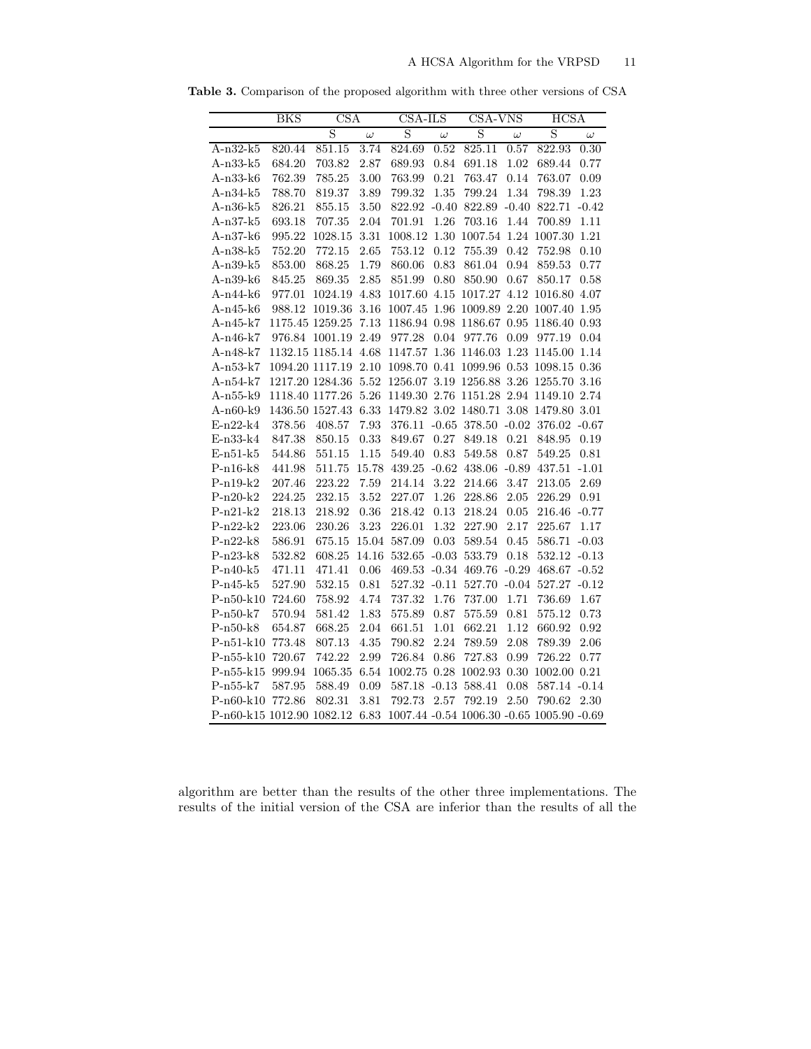**Table 3.** Comparison of the proposed algorithm with three other versions of CSA

| | BKS | CSA | | CSA-ILS | | CSA-VNS | | HCSA | |
|---|---|---|---|---|---|---|---|---|---|
| | | S | $\omega$ | S | $\omega$ | S | $\omega$ | S | $\omega$ |
| A-n32-k5 | 820.44 | 851.15 | 3.74 | 824.69 | 0.52 | 825.11 | 0.57 | 822.93 | 0.30 |
| A-n33-k5 | 684.20 | 703.82 | 2.87 | 689.93 | 0.84 | 691.18 | 1.02 | 689.44 | 0.77 |
| A-n33-k6 | 762.39 | 785.25 | 3.00 | 763.99 | 0.21 | 763.47 | 0.14 | 763.07 | 0.09 |
| A-n34-k5 | 788.70 | 819.37 | 3.89 | 799.32 | 1.35 | 799.24 | 1.34 | 798.39 | 1.23 |
| A-n36-k5 | 826.21 | 855.15 | 3.50 | 822.92 | -0.40 | 822.89 | -0.40 | 822.71 | -0.42 |
| A-n37-k5 | 693.18 | 707.35 | 2.04 | 701.91 | 1.26 | 703.16 | 1.44 | 700.89 | 1.11 |
| A-n37-k6 | 995.22 | 1028.15 | 3.31 | 1008.12 | 1.30 | 1007.54 | 1.24 | 1007.30 | 1.21 |
| A-n38-k5 | 752.20 | 772.15 | 2.65 | 753.12 | 0.12 | 755.39 | 0.42 | 752.98 | 0.10 |
| A-n39-k5 | 853.00 | 868.25 | 1.79 | 860.06 | 0.83 | 861.04 | 0.94 | 859.53 | 0.77 |
| A-n39-k6 | 845.25 | 869.35 | 2.85 | 851.99 | 0.80 | 850.90 | 0.67 | 850.17 | 0.58 |
| A-n44-k6 | 977.01 | 1024.19 | 4.83 | 1017.60 | 4.15 | 1017.27 | 4.12 | 1016.80 | 4.07 |
| A-n45-k6 | 988.12 | 1019.36 | 3.16 | 1007.45 | 1.96 | 1009.89 | 2.20 | 1007.40 | 1.95 |
| A-n45-k7 | 1175.45 | 1259.25 | 7.13 | 1186.94 | 0.98 | 1186.67 | 0.95 | 1186.40 | 0.93 |
| A-n46-k7 | 976.84 | 1001.19 | 2.49 | 977.28 | 0.04 | 977.76 | 0.09 | 977.19 | 0.04 |
| A-n48-k7 | 1132.15 | 1185.14 | 4.68 | 1147.57 | 1.36 | 1146.03 | 1.23 | 1145.00 | 1.14 |
| A-n53-k7 | 1094.20 | 1117.19 | 2.10 | 1098.70 | 0.41 | 1099.96 | 0.53 | 1098.15 | 0.36 |
| A-n54-k7 | 1217.20 | 1284.36 | 5.52 | 1256.07 | 3.19 | 1256.88 | 3.26 | 1255.70 | 3.16 |
| A-n55-k9 | 1118.40 | 1177.26 | 5.26 | 1149.30 | 2.76 | 1151.28 | 2.94 | 1149.10 | 2.74 |
| A-n60-k9 | 1436.50 | 1527.43 | 6.33 | 1479.82 | 3.02 | 1480.71 | 3.08 | 1479.80 | 3.01 |
| E-n22-k4 | 378.56 | 408.57 | 7.93 | 376.11 | -0.65 | 378.50 | -0.02 | 376.02 | -0.67 |
| E-n33-k4 | 847.38 | 850.15 | 0.33 | 849.67 | 0.27 | 849.18 | 0.21 | 848.95 | 0.19 |
| E-n51-k5 | 544.86 | 551.15 | 1.15 | 549.40 | 0.83 | 549.58 | 0.87 | 549.25 | 0.81 |
| P-n16-k8 | 441.98 | 511.75 | 15.78 | 439.25 | -0.62 | 438.06 | -0.89 | 437.51 | -1.01 |
| P-n19-k2 | 207.46 | 223.22 | 7.59 | 214.14 | 3.22 | 214.66 | 3.47 | 213.05 | 2.69 |
| P-n20-k2 | 224.25 | 232.15 | 3.52 | 227.07 | 1.26 | 228.86 | 2.05 | 226.29 | 0.91 |
| P-n21-k2 | 218.13 | 218.92 | 0.36 | 218.42 | 0.13 | 218.24 | 0.05 | 216.46 | -0.77 |
| P-n22-k2 | 223.06 | 230.26 | 3.23 | 226.01 | 1.32 | 227.90 | 2.17 | 225.67 | 1.17 |
| P-n22-k8 | 586.91 | 675.15 | 15.04 | 587.09 | 0.03 | 589.54 | 0.45 | 586.71 | -0.03 |
| P-n23-k8 | 532.82 | 608.25 | 14.16 | 532.65 | -0.03 | 533.79 | 0.18 | 532.12 | -0.13 |
| P-n40-k5 | 471.11 | 471.41 | 0.06 | 469.53 | -0.34 | 469.76 | -0.29 | 468.67 | -0.52 |
| P-n45-k5 | 527.90 | 532.15 | 0.81 | 527.32 | -0.11 | 527.70 | -0.04 | 527.27 | -0.12 |
| P-n50-k10 | 724.60 | 758.92 | 4.74 | 737.32 | 1.76 | 737.00 | 1.71 | 736.69 | 1.67 |
| P-n50-k7 | 570.94 | 581.42 | 1.83 | 575.89 | 0.87 | 575.59 | 0.81 | 575.12 | 0.73 |
| P-n50-k8 | 654.87 | 668.25 | 2.04 | 661.51 | 1.01 | 662.21 | 1.12 | 660.92 | 0.92 |
| P-n51-k10 | 773.48 | 807.13 | 4.35 | 790.82 | 2.24 | 789.59 | 2.08 | 789.39 | 2.06 |
| P-n55-k10 | 720.67 | 742.22 | 2.99 | 726.84 | 0.86 | 727.83 | 0.99 | 726.22 | 0.77 |
| P-n55-k15 | 999.94 | 1065.35 | 6.54 | 1002.75 | 0.28 | 1002.93 | 0.30 | 1002.00 | 0.21 |
| P-n55-k7 | 587.95 | 588.49 | 0.09 | 587.18 | -0.13 | 588.41 | 0.08 | 587.14 | -0.14 |
| P-n60-k10 | 772.86 | 802.31 | 3.81 | 792.73 | 2.57 | 792.19 | 2.50 | 790.62 | 2.30 |
| P-n60-k15 | 1012.90 | 1082.12 | 6.83 | 1007.44 | -0.54 | 1006.30 | -0.65 | 1005.90 | -0.69 |

algorithm are better than the results of the other three implementations. The results of the initial version of the CSA are inferior than the results of all the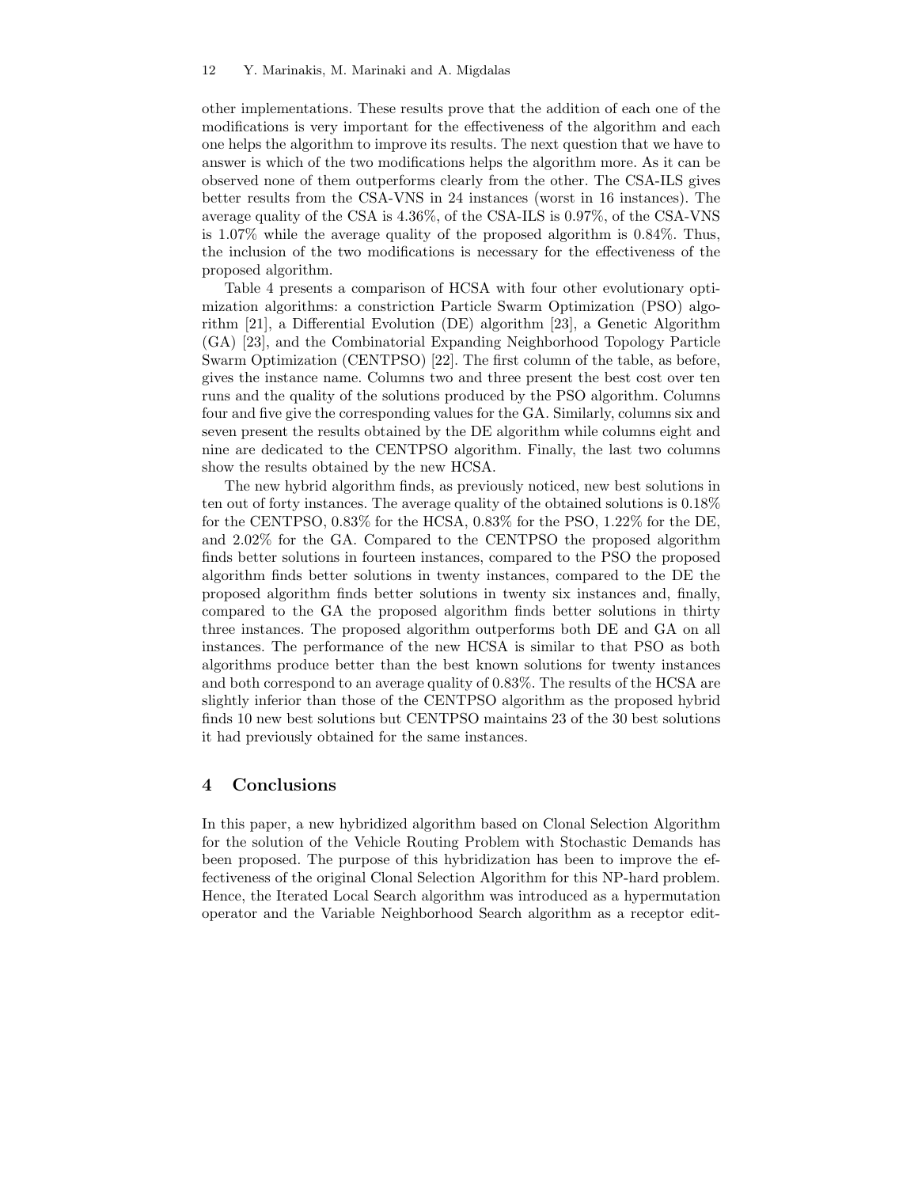other implementations. These results prove that the addition of each one of the modifications is very important for the effectiveness of the algorithm and each one helps the algorithm to improve its results. The next question that we have to answer is which of the two modifications helps the algorithm more. As it can be observed none of them outperforms clearly from the other. The CSA-ILS gives better results from the CSA-VNS in 24 instances (worst in 16 instances). The average quality of the CSA is 4.36%, of the CSA-ILS is 0.97%, of the CSA-VNS is 1.07% while the average quality of the proposed algorithm is 0.84%. Thus, the inclusion of the two modifications is necessary for the effectiveness of the proposed algorithm.

Table 4 presents a comparison of HCSA with four other evolutionary optimization algorithms: a constriction Particle Swarm Optimization (PSO) algorithm [21], a Differential Evolution (DE) algorithm [23], a Genetic Algorithm (GA) [23], and the Combinatorial Expanding Neighborhood Topology Particle Swarm Optimization (CENTPSO) [22]. The first column of the table, as before, gives the instance name. Columns two and three present the best cost over ten runs and the quality of the solutions produced by the PSO algorithm. Columns four and five give the corresponding values for the GA. Similarly, columns six and seven present the results obtained by the DE algorithm while columns eight and nine are dedicated to the CENTPSO algorithm. Finally, the last two columns show the results obtained by the new HCSA.

The new hybrid algorithm finds, as previously noticed, new best solutions in ten out of forty instances. The average quality of the obtained solutions is 0.18% for the CENTPSO, 0.83% for the HCSA, 0.83% for the PSO, 1.22% for the DE, and 2.02% for the GA. Compared to the CENTPSO the proposed algorithm finds better solutions in fourteen instances, compared to the PSO the proposed algorithm finds better solutions in twenty instances, compared to the DE the proposed algorithm finds better solutions in twenty six instances and, finally, compared to the GA the proposed algorithm finds better solutions in thirty three instances. The proposed algorithm outperforms both DE and GA on all instances. The performance of the new HCSA is similar to that PSO as both algorithms produce better than the best known solutions for twenty instances and both correspond to an average quality of 0.83%. The results of the HCSA are slightly inferior than those of the CENTPSO algorithm as the proposed hybrid finds 10 new best solutions but CENTPSO maintains 23 of the 30 best solutions it had previously obtained for the same instances.

## 4 Conclusions

In this paper, a new hybridized algorithm based on Clonal Selection Algorithm for the solution of the Vehicle Routing Problem with Stochastic Demands has been proposed. The purpose of this hybridization has been to improve the effectiveness of the original Clonal Selection Algorithm for this NP-hard problem. Hence, the Iterated Local Search algorithm was introduced as a hypermutation operator and the Variable Neighborhood Search algorithm as a receptor edit-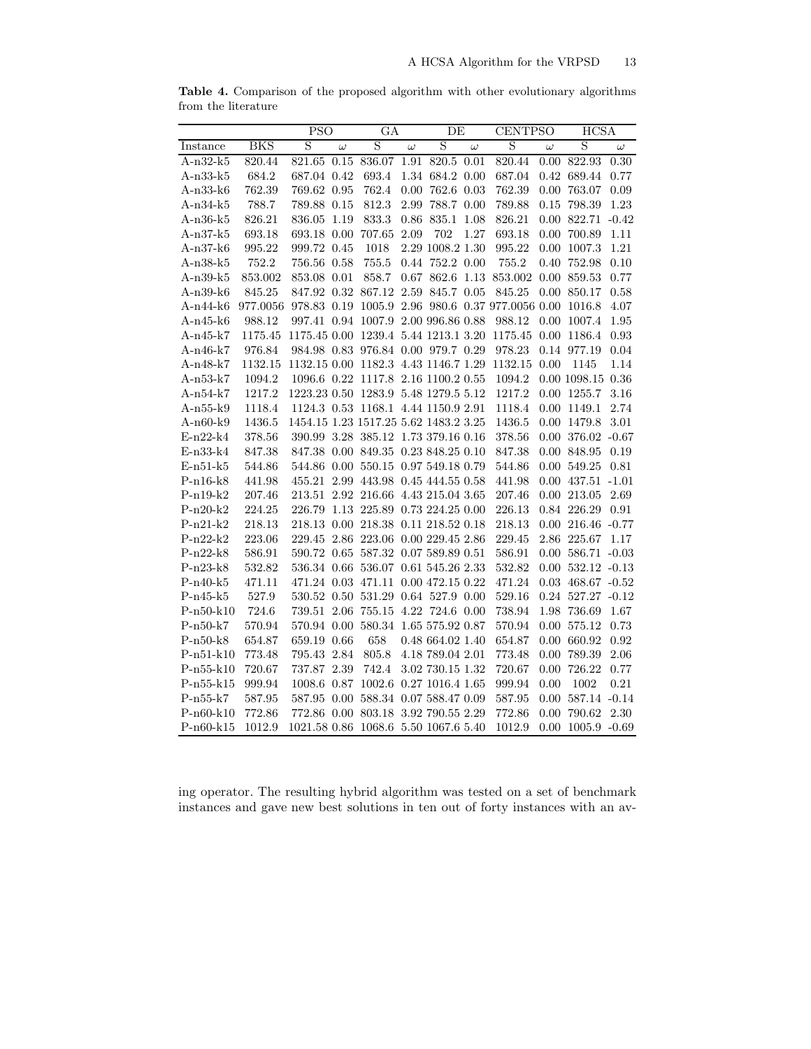**Table 4.** Comparison of the proposed algorithm with other evolutionary algorithms from the literature

| | | PSO | | GA | | DE | | CENTPSO | | HCSA | |
|---|---|---|---|---|---|---|---|---|---|---|---|
| Instance | BKS | S | $\omega$ | S | $\omega$ | S | $\omega$ | S | $\omega$ | S | $\omega$ |
| A-n32-k5 | 820.44 | 821.65 | 0.15 | 836.07 | 1.91 | 820.5 | 0.01 | 820.44 | 0.00 | 822.93 | 0.30 |
| A-n33-k5 | 684.2 | 687.04 | 0.42 | 693.4 | 1.34 | 684.2 | 0.00 | 687.04 | 0.42 | 689.44 | 0.77 |
| A-n33-k6 | 762.39 | 769.62 | 0.95 | 762.4 | 0.00 | 762.6 | 0.03 | 762.39 | 0.00 | 763.07 | 0.09 |
| A-n34-k5 | 788.7 | 789.88 | 0.15 | 812.3 | 2.99 | 788.7 | 0.00 | 789.88 | 0.15 | 798.39 | 1.23 |
| A-n36-k5 | 826.21 | 836.05 | 1.19 | 833.3 | 0.86 | 835.1 | 1.08 | 826.21 | 0.00 | 822.71 | -0.42 |
| A-n37-k5 | 693.18 | 693.18 | 0.00 | 707.65 | 2.09 | 702 | 1.27 | 693.18 | 0.00 | 700.89 | 1.11 |
| A-n37-k6 | 995.22 | 999.72 | 0.45 | 1018 | 2.29 | 1008.2 | 1.30 | 995.22 | 0.00 | 1007.3 | 1.21 |
| A-n38-k5 | 752.2 | 756.56 | 0.58 | 755.5 | 0.44 | 752.2 | 0.00 | 755.2 | 0.40 | 752.98 | 0.10 |
| A-n39-k5 | 853.002 | 853.08 | 0.01 | 858.7 | 0.67 | 862.6 | 1.13 | 853.002 | 0.00 | 859.53 | 0.77 |
| A-n39-k6 | 845.25 | 847.92 | 0.32 | 867.12 | 2.59 | 845.7 | 0.05 | 845.25 | 0.00 | 850.17 | 0.58 |
| A-n44-k6 | 977.0056 | 978.83 | 0.19 | 1005.9 | 2.96 | 980.6 | 0.37 | 977.0056 | 0.00 | 1016.8 | 4.07 |
| A-n45-k6 | 988.12 | 997.41 | 0.94 | 1007.9 | 2.00 | 996.86 | 0.88 | 988.12 | 0.00 | 1007.4 | 1.95 |
| A-n45-k7 | 1175.45 | 1175.45 | 0.00 | 1239.4 | 5.44 | 1213.1 | 3.20 | 1175.45 | 0.00 | 1186.4 | 0.93 |
| A-n46-k7 | 976.84 | 984.98 | 0.83 | 976.84 | 0.00 | 979.7 | 0.29 | 978.23 | 0.14 | 977.19 | 0.04 |
| A-n48-k7 | 1132.15 | 1132.15 | 0.00 | 1182.3 | 4.43 | 1146.7 | 1.29 | 1132.15 | 0.00 | 1145 | 1.14 |
| A-n53-k7 | 1094.2 | 1096.6 | 0.22 | 1117.8 | 2.16 | 1100.2 | 0.55 | 1094.2 | 0.00 | 1098.15 | 0.36 |
| A-n54-k7 | 1217.2 | 1223.23 | 0.50 | 1283.9 | 5.48 | 1279.5 | 5.12 | 1217.2 | 0.00 | 1255.7 | 3.16 |
| A-n55-k9 | 1118.4 | 1124.3 | 0.53 | 1168.1 | 4.44 | 1150.9 | 2.91 | 1118.4 | 0.00 | 1149.1 | 2.74 |
| A-n60-k9 | 1436.5 | 1454.15 | 1.23 | 1517.25 | 5.62 | 1483.2 | 3.25 | 1436.5 | 0.00 | 1479.8 | 3.01 |
| E-n22-k4 | 378.56 | 390.99 | 3.28 | 385.12 | 1.73 | 379.16 | 0.16 | 378.56 | 0.00 | 376.02 | -0.67 |
| E-n33-k4 | 847.38 | 847.38 | 0.00 | 849.35 | 0.23 | 848.25 | 0.10 | 847.38 | 0.00 | 848.95 | 0.19 |
| E-n51-k5 | 544.86 | 544.86 | 0.00 | 550.15 | 0.97 | 549.18 | 0.79 | 544.86 | 0.00 | 549.25 | 0.81 |
| P-n16-k8 | 441.98 | 455.21 | 2.99 | 443.98 | 0.45 | 444.55 | 0.58 | 441.98 | 0.00 | 437.51 | -1.01 |
| P-n19-k2 | 207.46 | 213.51 | 2.92 | 216.66 | 4.43 | 215.04 | 3.65 | 207.46 | 0.00 | 213.05 | 2.69 |
| P-n20-k2 | 224.25 | 226.79 | 1.13 | 225.89 | 0.73 | 224.25 | 0.00 | 226.13 | 0.84 | 226.29 | 0.91 |
| P-n21-k2 | 218.13 | 218.13 | 0.00 | 218.38 | 0.11 | 218.52 | 0.18 | 218.13 | 0.00 | 216.46 | -0.77 |
| P-n22-k2 | 223.06 | 229.45 | 2.86 | 223.06 | 0.00 | 229.45 | 2.86 | 229.45 | 2.86 | 225.67 | 1.17 |
| P-n22-k8 | 586.91 | 590.72 | 0.65 | 587.32 | 0.07 | 589.89 | 0.51 | 586.91 | 0.00 | 586.71 | -0.03 |
| P-n23-k8 | 532.82 | 536.34 | 0.66 | 536.07 | 0.61 | 545.26 | 2.33 | 532.82 | 0.00 | 532.12 | -0.13 |
| P-n40-k5 | 471.11 | 471.24 | 0.03 | 471.11 | 0.00 | 472.15 | 0.22 | 471.24 | 0.03 | 468.67 | -0.52 |
| P-n45-k5 | 527.9 | 530.52 | 0.50 | 531.29 | 0.64 | 527.9 | 0.00 | 529.16 | 0.24 | 527.27 | -0.12 |
| P-n50-k10 | 724.6 | 739.51 | 2.06 | 755.15 | 4.22 | 724.6 | 0.00 | 738.94 | 1.98 | 736.69 | 1.67 |
| P-n50-k7 | 570.94 | 570.94 | 0.00 | 580.34 | 1.65 | 575.92 | 0.87 | 570.94 | 0.00 | 575.12 | 0.73 |
| P-n50-k8 | 654.87 | 659.19 | 0.66 | 658 | 0.48 | 664.02 | 1.40 | 654.87 | 0.00 | 660.92 | 0.92 |
| P-n51-k10 | 773.48 | 795.43 | 2.84 | 805.8 | 4.18 | 789.04 | 2.01 | 773.48 | 0.00 | 789.39 | 2.06 |
| P-n55-k10 | 720.67 | 737.87 | 2.39 | 742.4 | 3.02 | 730.15 | 1.32 | 720.67 | 0.00 | 726.22 | 0.77 |
| P-n55-k15 | 999.94 | 1008.6 | 0.87 | 1002.6 | 0.27 | 1016.4 | 1.65 | 999.94 | 0.00 | 1002 | 0.21 |
| P-n55-k7 | 587.95 | 587.95 | 0.00 | 588.34 | 0.07 | 588.47 | 0.09 | 587.95 | 0.00 | 587.14 | -0.14 |
| P-n60-k10 | 772.86 | 772.86 | 0.00 | 803.18 | 3.92 | 790.55 | 2.29 | 772.86 | 0.00 | 790.62 | 2.30 |
| P-n60-k15 | 1012.9 | 1021.58 | 0.86 | 1068.6 | 5.50 | 1067.6 | 5.40 | 1012.9 | 0.00 | 1005.9 | -0.69 |

ing operator. The resulting hybrid algorithm was tested on a set of benchmark instances and gave new best solutions in ten out of forty instances with an av-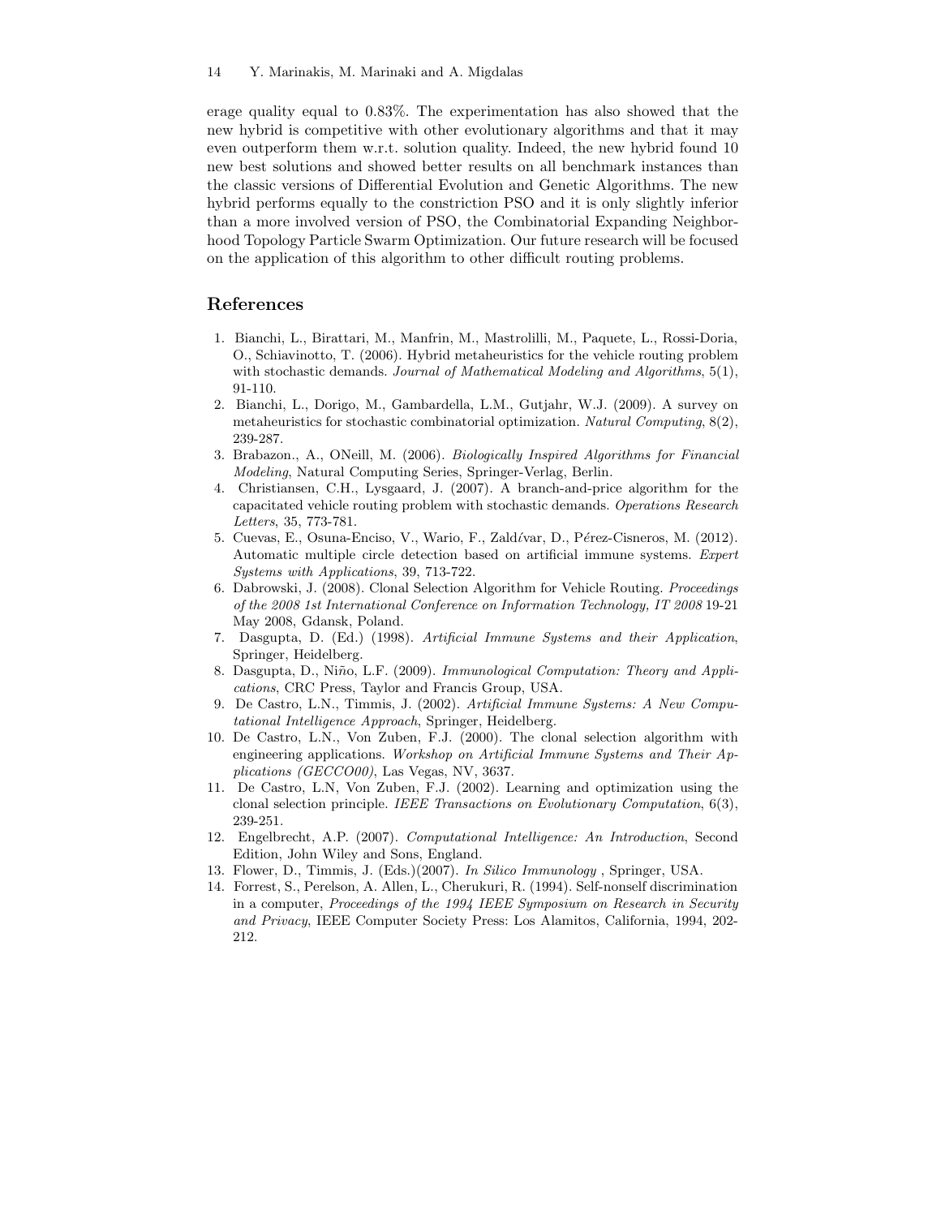erage quality equal to 0.83%. The experimentation has also showed that the new hybrid is competitive with other evolutionary algorithms and that it may even outperform them w.r.t. solution quality. Indeed, the new hybrid found 10 new best solutions and showed better results on all benchmark instances than the classic versions of Differential Evolution and Genetic Algorithms. The new hybrid performs equally to the constriction PSO and it is only slightly inferior than a more involved version of PSO, the Combinatorial Expanding Neighborhood Topology Particle Swarm Optimization. Our future research will be focused on the application of this algorithm to other difficult routing problems.

## References

1. Bianchi, L., Birattari, M., Manfrin, M., Mastrolilli, M., Paquete, L., Rossi-Doria, O., Schiavinotto, T. (2006). Hybrid metaheuristics for the vehicle routing problem with stochastic demands. *Journal of Mathematical Modeling and Algorithms*, 5(1), 91-110.
2. Bianchi, L., Dorigo, M., Gambardella, L.M., Gutjahr, W.J. (2009). A survey on metaheuristics for stochastic combinatorial optimization. *Natural Computing*, 8(2), 239-287.
3. Brabazon., A., ONeill, M. (2006). *Biologically Inspired Algorithms for Financial Modeling*, Natural Computing Series, Springer-Verlag, Berlin.
4. Christiansen, C.H., Lysgaard, J. (2007). A branch-and-price algorithm for the capacitated vehicle routing problem with stochastic demands. *Operations Research Letters*, 35, 773-781.
5. Cuevas, E., Osuna-Enciso, V., Wario, F., Zaldívar, D., Pérez-Cisneros, M. (2012). Automatic multiple circle detection based on artificial immune systems. *Expert Systems with Applications*, 39, 713-722.
6. Dabrowski, J. (2008). Clonal Selection Algorithm for Vehicle Routing. *Proceedings of the 2008 1st International Conference on Information Technology, IT 2008* 19-21 May 2008, Gdansk, Poland.
7. Dasgupta, D. (Ed.) (1998). *Artificial Immune Systems and their Application*, Springer, Heidelberg.
8. Dasgupta, D., Niño, L.F. (2009). *Immunological Computation: Theory and Applications*, CRC Press, Taylor and Francis Group, USA.
9. De Castro, L.N., Timmis, J. (2002). *Artificial Immune Systems: A New Computational Intelligence Approach*, Springer, Heidelberg.
10. De Castro, L.N., Von Zuben, F.J. (2000). The clonal selection algorithm with engineering applications. *Workshop on Artificial Immune Systems and Their Applications (GECCO00)*, Las Vegas, NV, 3637.
11. De Castro, L.N, Von Zuben, F.J. (2002). Learning and optimization using the clonal selection principle. *IEEE Transactions on Evolutionary Computation*, 6(3), 239-251.
12. Engelbrecht, A.P. (2007). *Computational Intelligence: An Introduction*, Second Edition, John Wiley and Sons, England.
13. Flower, D., Timmis, J. (Eds.)(2007). *In Silico Immunology* , Springer, USA.
14. Forrest, S., Perelson, A. Allen, L., Cherukuri, R. (1994). Self-nonself discrimination in a computer, *Proceedings of the 1994 IEEE Symposium on Research in Security and Privacy*, IEEE Computer Society Press: Los Alamitos, California, 1994, 202-212.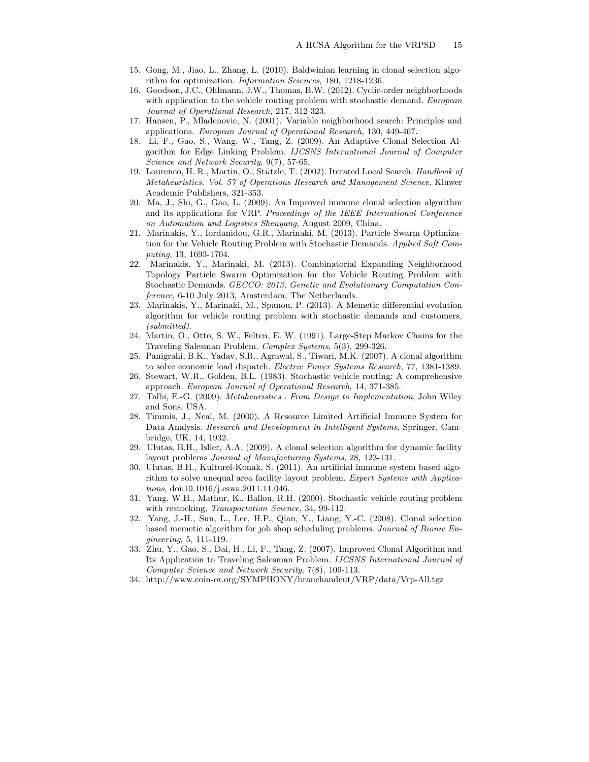15. Gong, M., Jiao, L., Zhang, L. (2010). Baldwinian learning in clonal selection algorithm for optimization. *Information Sciences*, 180, 1218-1236.
16. Goodson, J.C., Ohlmann, J.W., Thomas, B.W. (2012). Cyclic-order neighborhoods with application to the vehicle routing problem with stochastic demand. *European Journal of Operational Research*, 217, 312-323.
17. Hansen, P., Mladenovic, N. (2001). Variable neighborhood search: Principles and applications. *European Journal of Operational Research*, 130, 449-467.
18. Li, F., Gao, S., Wang, W., Tang, Z. (2009). An Adaptive Clonal Selection Algorithm for Edge Linking Problem. *IJCSNS International Journal of Computer Science and Network Security*, 9(7), 57-65,
19. Lourenco, H. R., Martin, O., Stützle, T. (2002). Iterated Local Search. *Handbook of Metaheuristics. Vol. 57 of Operations Research and Management Science*, Kluwer Academic Publishers, 321-353.
20. Ma, J., Shi, G., Gao, L. (2009). An Improved immune clonal selection algorithm and its applications for VRP. *Proceedings of the IEEE International Conference on Automation and Logistics Shenyang*, August 2009, China.
21. Marinakis, Y., Iordanidou, G.R., Marinaki, M. (2013). Particle Swarm Optimization for the Vehicle Routing Problem with Stochastic Demands. *Applied Soft Computing*, 13, 1693-1704.
22. Marinakis, Y., Marinaki, M. (2013). Combinatorial Expanding Neighborhood Topology Particle Swarm Optimization for the Vehicle Routing Problem with Stochastic Demands. *GECCO: 2013, Genetic and Evolutionary Computation Conference*, 6-10 July 2013, Amsterdam, The Netherlands.
23. Marinakis, Y., Marinaki, M., Spanou, P. (2013). A Memetic differential evolution algorithm for vehicle routing problem with stochastic demands and customers, *(submitted)*.
24. Martin, O., Otto, S. W., Felten, E. W. (1991). Large-Step Markov Chains for the Traveling Salesman Problem. *Complex Systems*, 5(3), 299-326.
25. Panigrahi, B.K., Yadav, S.R., Agrawal, S., Tiwari, M.K. (2007). A clonal algorithm to solve economic load dispatch. *Electric Power Systems Research*, 77, 1381-1389.
26. Stewart, W.R., Golden, B.L. (1983). Stochastic vehicle routing: A comprehensive approach. *European Journal of Operational Research*, 14, 371-385.
27. Talbi, E.-G. (2009). *Metaheuristics : From Design to Implementation*, John Wiley and Sons, USA.
28. Timmis, J., Neal, M. (2000). A Resource Limited Artificial Immune System for Data Analysis. *Research and Development in Intelligent Systems*, Springer, Cambridge, UK, 14, 1932.
29. Ulutas, B.H., Islier, A.A. (2009). A clonal selection algorithm for dynamic facility layout problems *Journal of Manufacturing Systems*, 28, 123-131.
30. Ulutas, B.H., Kulturel-Konak, S. (2011). An artificial immune system based algorithm to solve unequal area facility layout problem. *Expert Systems with Applications*, doi:10.1016/j.eswa.2011.11.046.
31. Yang, W.H., Mathur, K., Ballou, R.H. (2000). Stochastic vehicle routing problem with restocking. *Transportation Science*, 34, 99-112.
32. Yang, J.-H., Sun, L., Lee, H.P., Qian, Y., Liang, Y.-C. (2008). Clonal selection based memetic algorithm for job shop scheduling problems. *Journal of Bionic Engineering*, 5, 111-119.
33. Zhu, Y., Gao, S., Dai, H., Li, F., Tang, Z. (2007). Improved Clonal Algorithm and Its Application to Traveling Salesman Problem. *IJCSNS International Journal of Computer Science and Network Security*, 7(8), 109-113.
34. http://www.coin-or.org/SYMPHONY/branchandcut/VRP/data/Vrp-All.tgz